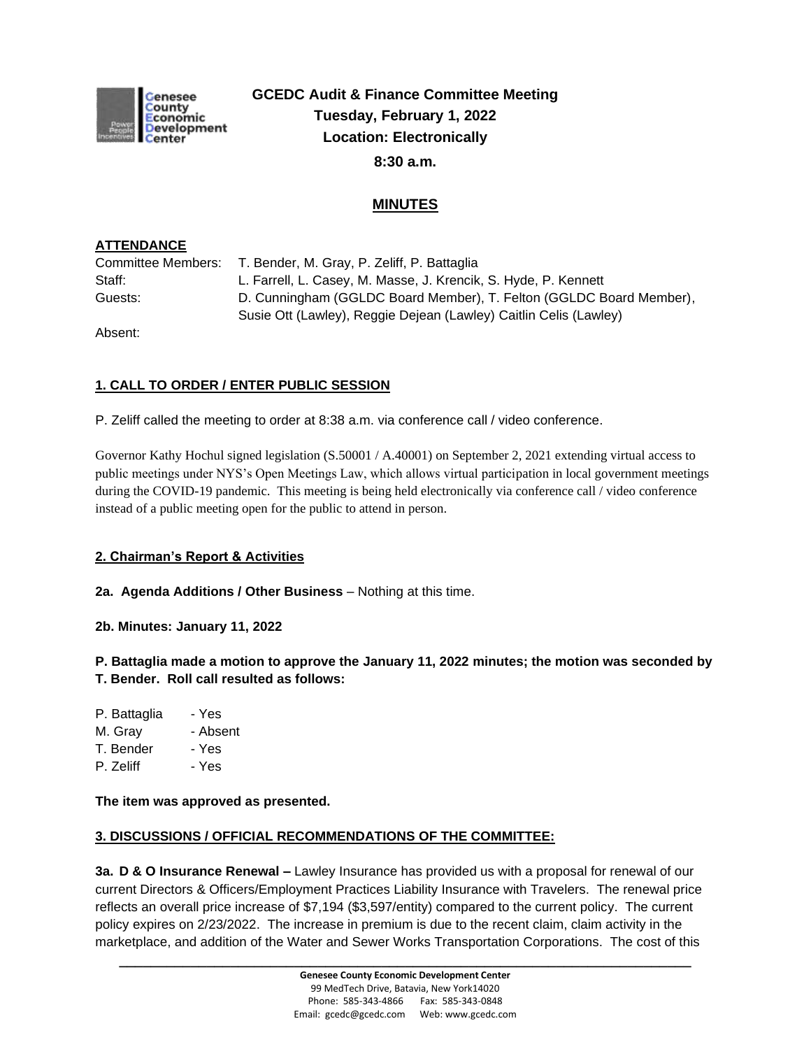**GCEDC Audit & Finance Committee Meeting**
**Tuesday, February 1, 2022**
**Location: Electronically**
**8:30 a.m.**

# MINUTES

**ATTENDANCE**

Committee Members: T. Bender, M. Gray, P. Zeliff, P. Battaglia
Staff: L. Farrell, L. Casey, M. Masse, J. Krencik, S. Hyde, P. Kennett
Guests: D. Cunningham (GGLDC Board Member), T. Felton (GGLDC Board Member), Susie Ott (Lawley), Reggie Dejean (Lawley) Caitlin Celis (Lawley)
Absent:

## 1. CALL TO ORDER / ENTER PUBLIC SESSION

P. Zeliff called the meeting to order at 8:38 a.m. via conference call / video conference.

Governor Kathy Hochul signed legislation (S.50001 / A.40001) on September 2, 2021 extending virtual access to public meetings under NYS's Open Meetings Law, which allows virtual participation in local government meetings during the COVID-19 pandemic. This meeting is being held electronically via conference call / video conference instead of a public meeting open for the public to attend in person.

## 2. Chairman's Report & Activities

**2a. Agenda Additions / Other Business** – Nothing at this time.

**2b. Minutes: January 11, 2022**

**P. Battaglia made a motion to approve the January 11, 2022 minutes; the motion was seconded by T. Bender. Roll call resulted as follows:**

P. Battaglia - Yes
M. Gray - Absent
T. Bender - Yes
P. Zeliff - Yes

**The item was approved as presented.**

## 3. DISCUSSIONS / OFFICIAL RECOMMENDATIONS OF THE COMMITTEE:

**3a. D & O Insurance Renewal –** Lawley Insurance has provided us with a proposal for renewal of our current Directors & Officers/Employment Practices Liability Insurance with Travelers. The renewal price reflects an overall price increase of $7,194 ($3,597/entity) compared to the current policy. The current policy expires on 2/23/2022. The increase in premium is due to the recent claim, claim activity in the marketplace, and addition of the Water and Sewer Works Transportation Corporations. The cost of this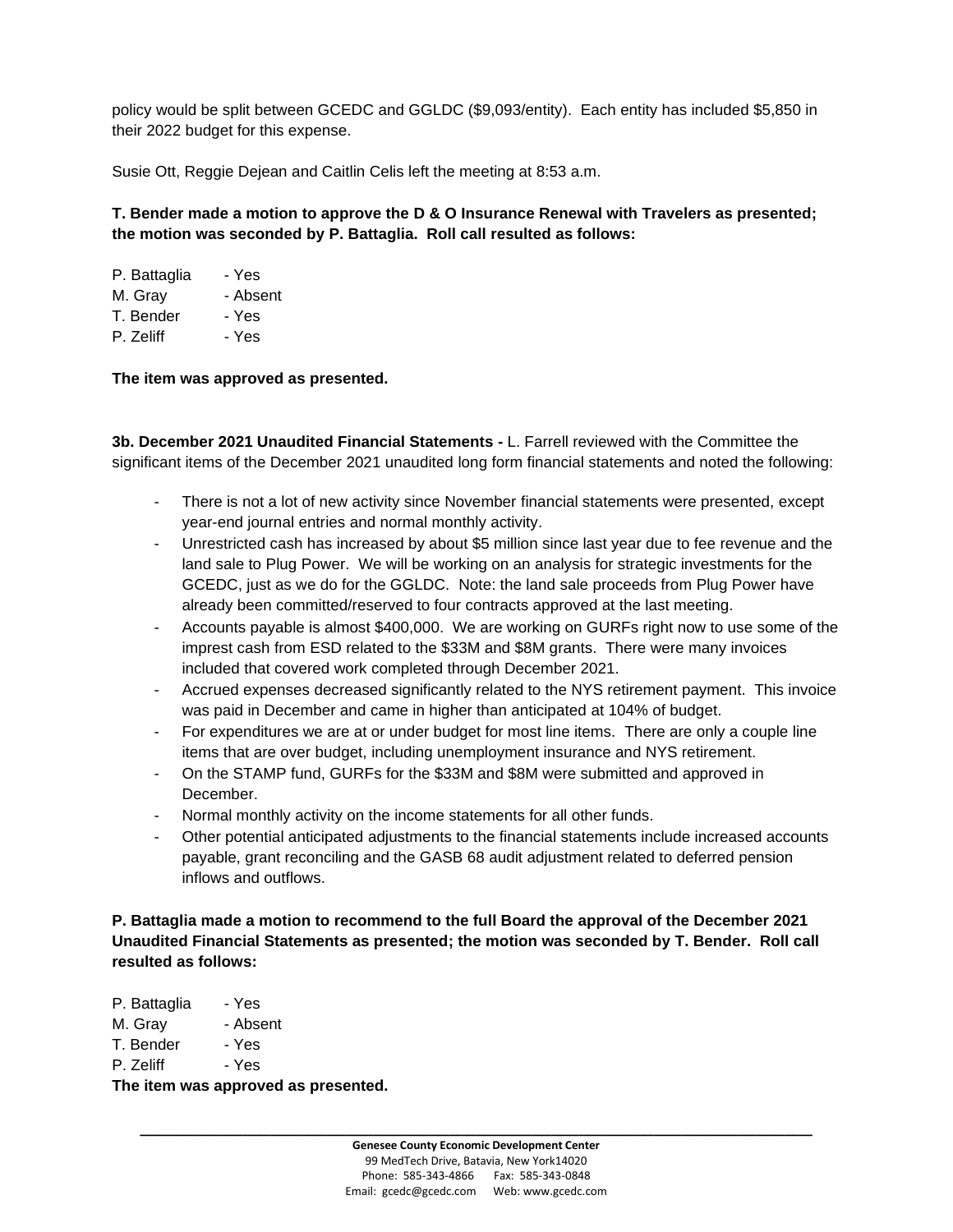policy would be split between GCEDC and GGLDC ($9,093/entity). Each entity has included $5,850 in their 2022 budget for this expense.

Susie Ott, Reggie Dejean and Caitlin Celis left the meeting at 8:53 a.m.

**T. Bender made a motion to approve the D & O Insurance Renewal with Travelers as presented; the motion was seconded by P. Battaglia. Roll call resulted as follows:**

P. Battaglia - Yes
M. Gray - Absent
T. Bender - Yes
P. Zeliff - Yes

**The item was approved as presented.**

**3b. December 2021 Unaudited Financial Statements -** L. Farrell reviewed with the Committee the significant items of the December 2021 unaudited long form financial statements and noted the following:

- There is not a lot of new activity since November financial statements were presented, except year-end journal entries and normal monthly activity.
- Unrestricted cash has increased by about $5 million since last year due to fee revenue and the land sale to Plug Power. We will be working on an analysis for strategic investments for the GCEDC, just as we do for the GGLDC. Note: the land sale proceeds from Plug Power have already been committed/reserved to four contracts approved at the last meeting.
- Accounts payable is almost $400,000. We are working on GURFs right now to use some of the imprest cash from ESD related to the $33M and $8M grants. There were many invoices included that covered work completed through December 2021.
- Accrued expenses decreased significantly related to the NYS retirement payment. This invoice was paid in December and came in higher than anticipated at 104% of budget.
- For expenditures we are at or under budget for most line items. There are only a couple line items that are over budget, including unemployment insurance and NYS retirement.
- On the STAMP fund, GURFs for the $33M and $8M were submitted and approved in December.
- Normal monthly activity on the income statements for all other funds.
- Other potential anticipated adjustments to the financial statements include increased accounts payable, grant reconciling and the GASB 68 audit adjustment related to deferred pension inflows and outflows.

**P. Battaglia made a motion to recommend to the full Board the approval of the December 2021 Unaudited Financial Statements as presented; the motion was seconded by T. Bender. Roll call resulted as follows:**

P. Battaglia - Yes
M. Gray - Absent
T. Bender - Yes
P. Zeliff - Yes

**The item was approved as presented.**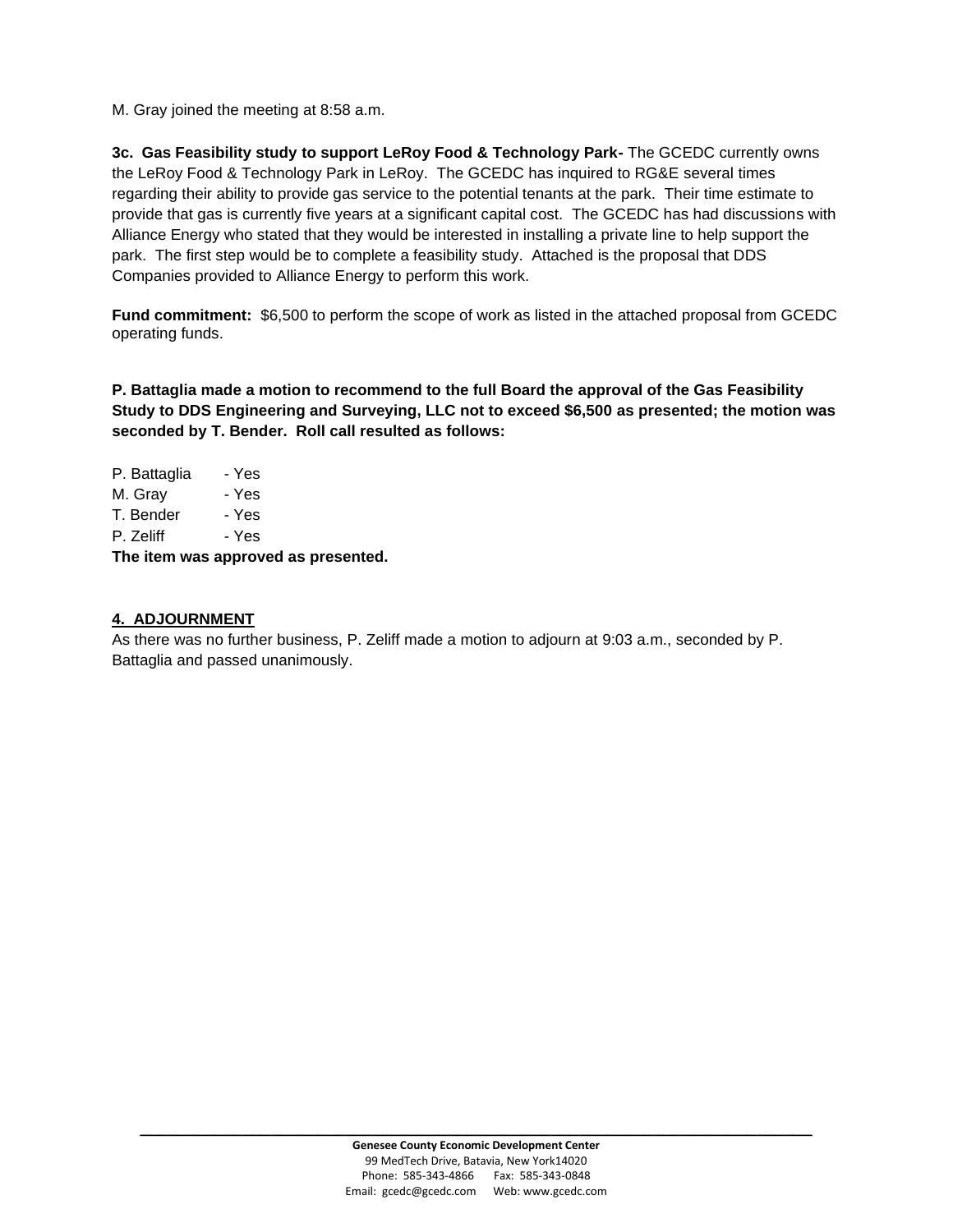M. Gray joined the meeting at 8:58 a.m.

**3c. Gas Feasibility study to support LeRoy Food & Technology Park-** The GCEDC currently owns the LeRoy Food & Technology Park in LeRoy. The GCEDC has inquired to RG&E several times regarding their ability to provide gas service to the potential tenants at the park. Their time estimate to provide that gas is currently five years at a significant capital cost. The GCEDC has had discussions with Alliance Energy who stated that they would be interested in installing a private line to help support the park. The first step would be to complete a feasibility study. Attached is the proposal that DDS Companies provided to Alliance Energy to perform this work.

**Fund commitment:** $6,500 to perform the scope of work as listed in the attached proposal from GCEDC operating funds.

**P. Battaglia made a motion to recommend to the full Board the approval of the Gas Feasibility Study to DDS Engineering and Surveying, LLC not to exceed $6,500 as presented; the motion was seconded by T. Bender. Roll call resulted as follows:**

P. Battaglia - Yes
M. Gray - Yes
T. Bender - Yes
P. Zeliff - Yes

**The item was approved as presented.**

## 4. ADJOURNMENT

As there was no further business, P. Zeliff made a motion to adjourn at 9:03 a.m., seconded by P. Battaglia and passed unanimously.